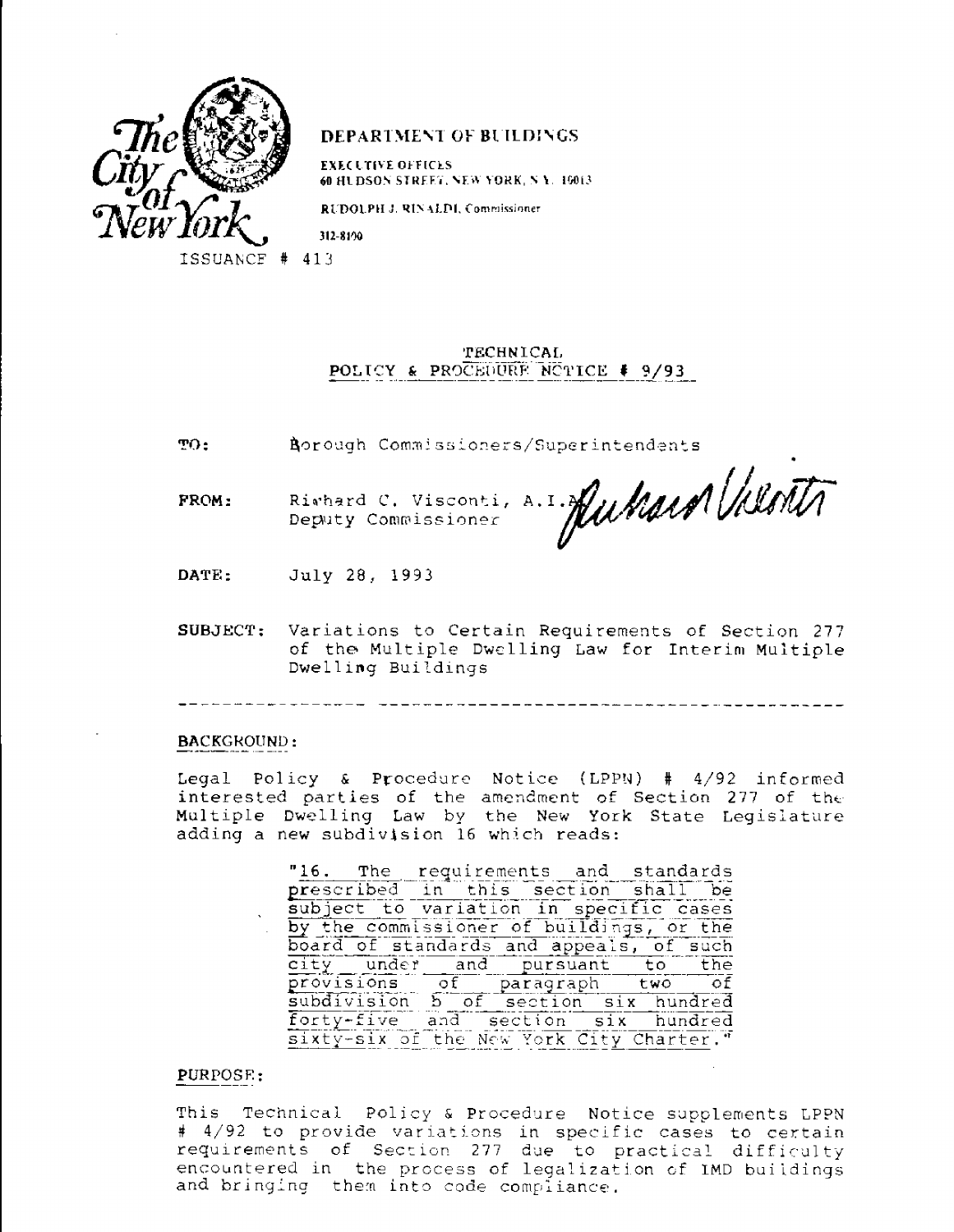The City of New York

**DEPARTMENT OF BUILDINGS**

EXECUTIVE OFFICES
60 HUDSON STREET, NEW YORK, N.Y. 10013

RUDOLPH J. RINALDI, Commissioner

312-8190

ISSUANCE # 413

## TECHNICAL POLICY & PROCEDURE NOTICE # 9/93

**TO:** Borough Commissioners/Superintendents

**FROM:** Richard C. Visconti, A.I.A. Deputy Commissioner

**DATE:** July 28, 1993

**SUBJECT:** Variations to Certain Requirements of Section 277 of the Multiple Dwelling Law for Interim Multiple Dwelling Buildings

---

**BACKGROUND:**

Legal Policy & Procedure Notice (LPPN) # 4/92 informed interested parties of the amendment of Section 277 of the Multiple Dwelling Law by the New York State Legislature adding a new subdivision 16 which reads:

> "16. The requirements and standards prescribed in this section shall be subject to variation in specific cases by the commissioner of buildings, or the board of standards and appeals, of such city under and pursuant to the provisions of paragraph two of subdivision b of section six hundred forty-five and section six hundred sixty-six of the New York City Charter."

**PURPOSE:**

This Technical Policy & Procedure Notice supplements LPPN # 4/92 to provide variations in specific cases to certain requirements of Section 277 due to practical difficulty encountered in the process of legalization of IMD buildings and bringing them into code compliance.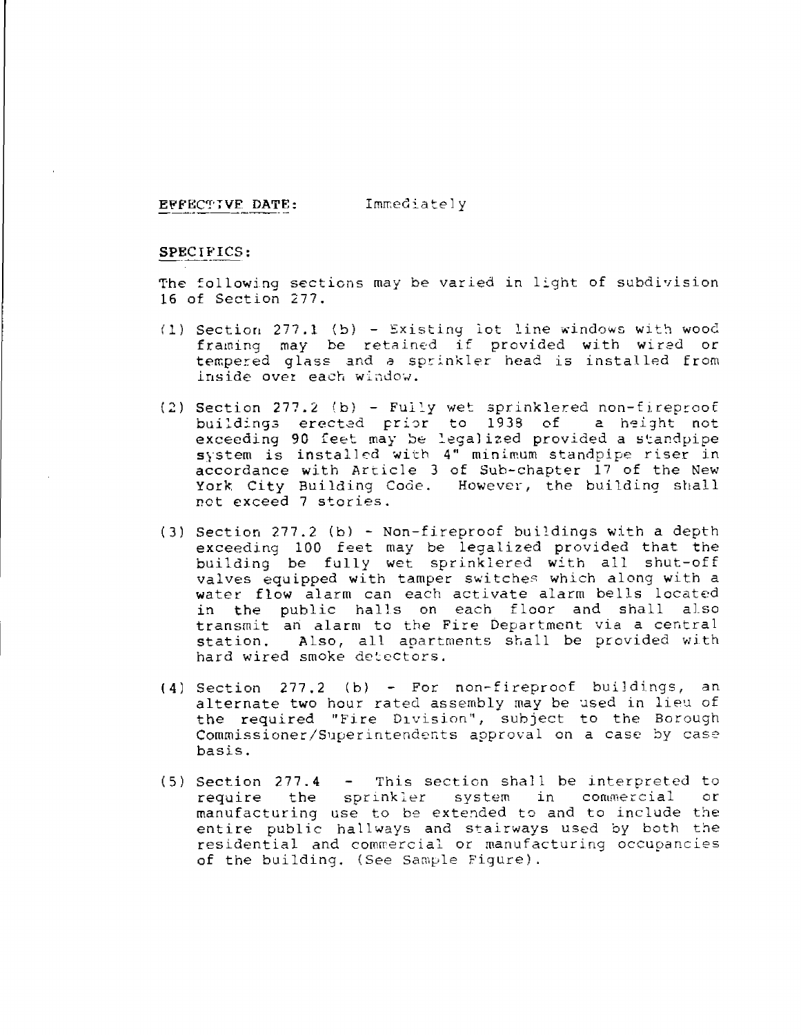**EFFECTIVE DATE:** Immediately

**SPECIFICS:**

The following sections may be varied in light of subdivision 16 of Section 277.

(1) Section 277.1 (b) - Existing lot line windows with wood framing may be retained if provided with wired or tempered glass and a sprinkler head is installed from inside over each window.

(2) Section 277.2 (b) - Fully wet sprinklered non-fireproof buildings erected prior to 1938 of a height not exceeding 90 feet may be legalized provided a standpipe system is installed with 4" minimum standpipe riser in accordance with Article 3 of Sub-chapter 17 of the New York City Building Code. However, the building shall not exceed 7 stories.

(3) Section 277.2 (b) - Non-fireproof buildings with a depth exceeding 100 feet may be legalized provided that the building be fully wet sprinklered with all shut-off valves equipped with tamper switches which along with a water flow alarm can each activate alarm bells located in the public halls on each floor and shall also transmit an alarm to the Fire Department via a central station. Also, all apartments shall be provided with hard wired smoke detectors.

(4) Section 277.2 (b) - For non-fireproof buildings, an alternate two hour rated assembly may be used in lieu of the required "Fire Division", subject to the Borough Commissioner/Superintendents approval on a case by case basis.

(5) Section 277.4 - This section shall be interpreted to require the sprinkler system in commercial or manufacturing use to be extended to and to include the entire public hallways and stairways used by both the residential and commercial or manufacturing occupancies of the building. (See Sample Figure).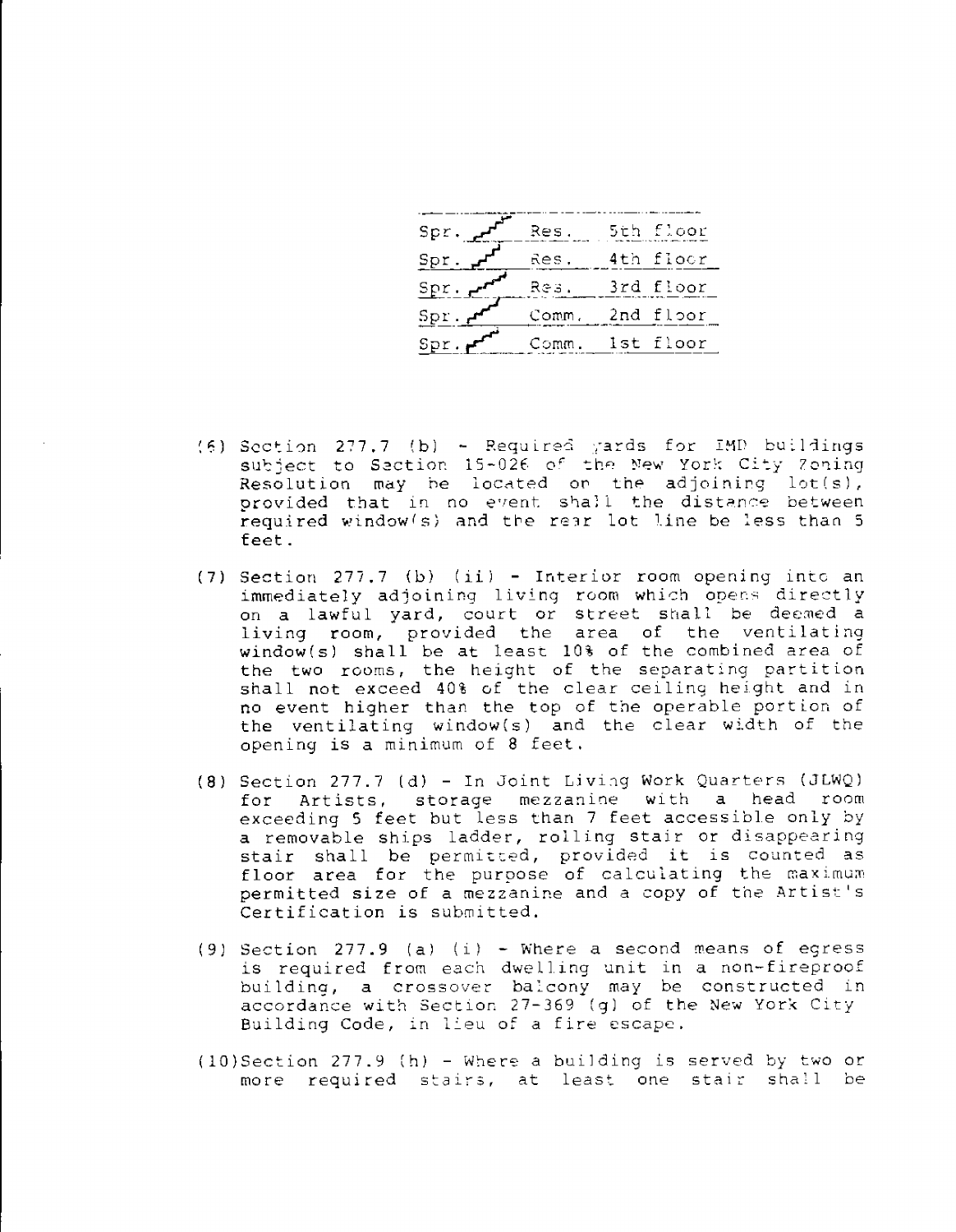| | | |
|---|---|---|
| Spr. | Res. | 5th floor |
| Spr. | Res. | 4th floor |
| Spr. | Res. | 3rd floor |
| Spr. | Comm. | 2nd floor |
| Spr. | Comm. | 1st floor |

(6) Section 277.7 (b) - Required yards for IMD buildings subject to Section 15-026 of the New York City Zoning Resolution may be located on the adjoining lot(s), provided that in no event shall the distance between required window(s) and the rear lot line be less than 5 feet.

(7) Section 277.7 (b) (ii) - Interior room opening into an immediately adjoining living room which opens directly on a lawful yard, court or street shall be deemed a living room, provided the area of the ventilating window(s) shall be at least 10% of the combined area of the two rooms, the height of the separating partition shall not exceed 40% of the clear ceiling height and in no event higher than the top of the operable portion of the ventilating window(s) and the clear width of the opening is a minimum of 8 feet.

(8) Section 277.7 (d) - In Joint Living Work Quarters (JLWQ) for Artists, storage mezzanine with a head room exceeding 5 feet but less than 7 feet accessible only by a removable ships ladder, rolling stair or disappearing stair shall be permitted, provided it is counted as floor area for the purpose of calculating the maximum permitted size of a mezzanine and a copy of the Artist's Certification is submitted.

(9) Section 277.9 (a) (i) - Where a second means of egress is required from each dwelling unit in a non-fireproof building, a crossover balcony may be constructed in accordance with Section 27-369 (g) of the New York City Building Code, in lieu of a fire escape.

(10) Section 277.9 (h) - Where a building is served by two or more required stairs, at least one stair shall be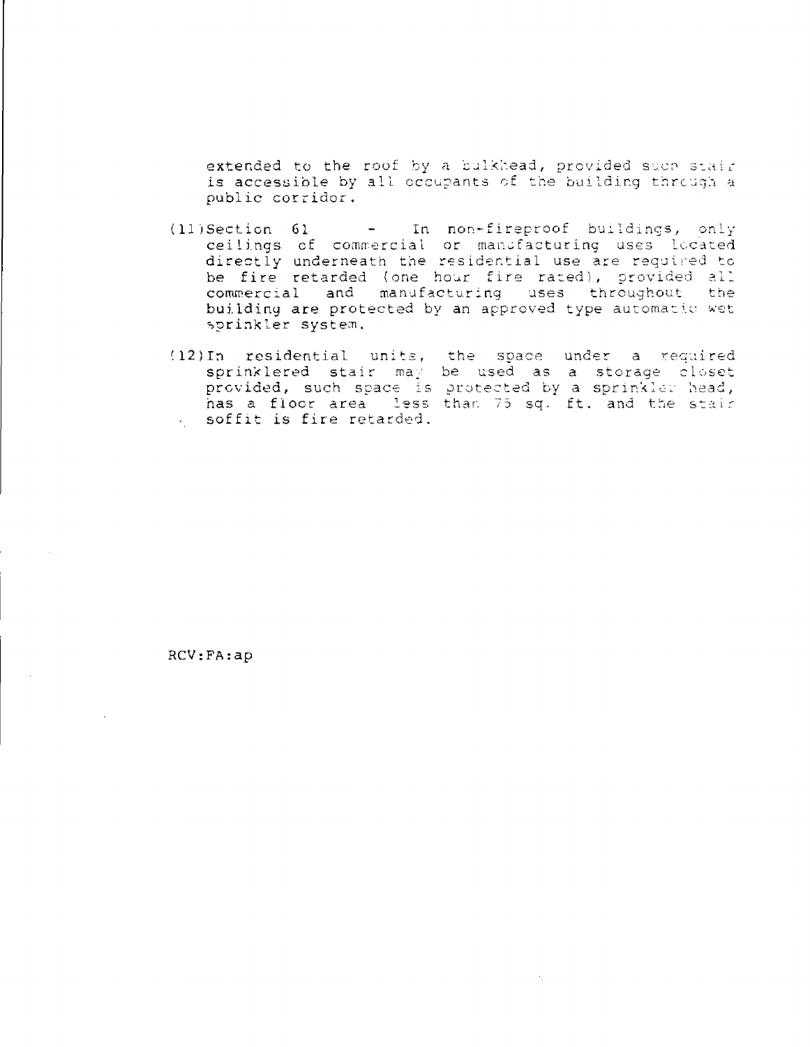extended to the roof by a bulkhead, provided such stair is accessible by all occupants of the building through a public corridor.

(11) Section 61 - In non-fireproof buildings, only ceilings of commercial or manufacturing uses located directly underneath the residential use are required to be fire retarded (one hour fire rated), provided all commercial and manufacturing uses throughout the building are protected by an approved type automatic wet sprinkler system.

(12) In residential units, the space under a required sprinklered stair may be used as a storage closet provided, such space is protected by a sprinkler head, has a floor area less than 75 sq. ft. and the stair soffit is fire retarded.

RCV:FA:ap